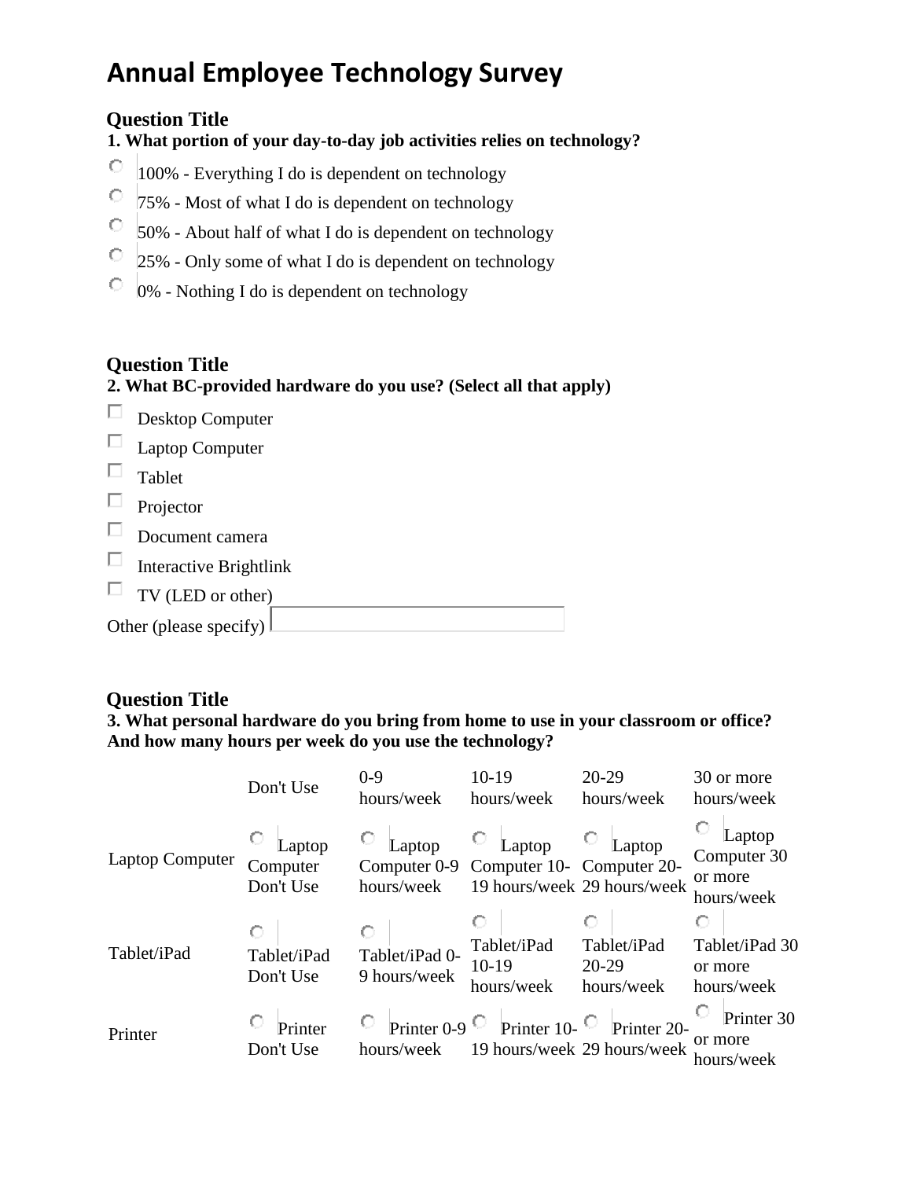# Annual Employee Technology Survey

### Question Title

**1. What portion of your day-to-day job activities relies on technology?**

- ○ 100% - Everything I do is dependent on technology
- ○ 75% - Most of what I do is dependent on technology
- ○ 50% - About half of what I do is dependent on technology
- ○ 25% - Only some of what I do is dependent on technology
- ○ 0% - Nothing I do is dependent on technology

### Question Title

**2. What BC-provided hardware do you use? (Select all that apply)**

- ☐ Desktop Computer
- ☐ Laptop Computer
- ☐ Tablet
- ☐ Projector
- ☐ Document camera
- ☐ Interactive Brightlink
- ☐ TV (LED or other)

Other (please specify) ____________________

### Question Title

**3. What personal hardware do you bring from home to use in your classroom or office? And how many hours per week do you use the technology?**

| | Don't Use | 0-9 hours/week | 10-19 hours/week | 20-29 hours/week | 30 or more hours/week |
|---|---|---|---|---|---|
| Laptop Computer | ○ Laptop Computer Don't Use | ○ Laptop Computer 0-9 hours/week | ○ Laptop Computer 10-19 hours/week | ○ Laptop Computer 20-29 hours/week | ○ Laptop Computer 30 or more hours/week |
| Tablet/iPad | ○ Tablet/iPad Don't Use | ○ Tablet/iPad 0-9 hours/week | ○ Tablet/iPad 10-19 hours/week | ○ Tablet/iPad 20-29 hours/week | ○ Tablet/iPad 30 or more hours/week |
| Printer | ○ Printer Don't Use | ○ Printer 0-9 hours/week | ○ Printer 10-19 hours/week | ○ Printer 20-29 hours/week | ○ Printer 30 or more hours/week |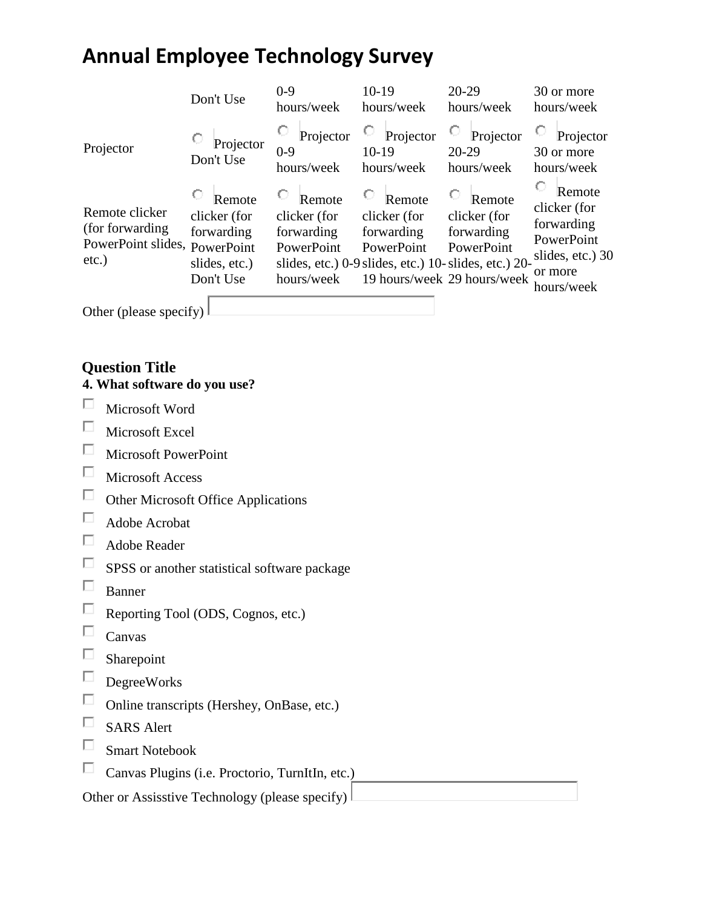# Annual Employee Technology Survey

| | Don't Use | 0-9 hours/week | 10-19 hours/week | 20-29 hours/week | 30 or more hours/week |
|---|---|---|---|---|---|
| Projector | ○ Projector Don't Use | ○ Projector 0-9 hours/week | ○ Projector 10-19 hours/week | ○ Projector 20-29 hours/week | ○ Projector 30 or more hours/week |
| Remote clicker (for forwarding PowerPoint slides, etc.) | ○ Remote clicker (for forwarding PowerPoint slides, etc.) Don't Use | ○ Remote clicker (for forwarding PowerPoint slides, etc.) 0-9 hours/week | ○ Remote clicker (for forwarding PowerPoint slides, etc.) 10-19 hours/week | ○ Remote clicker (for forwarding PowerPoint slides, etc.) 20-29 hours/week | ○ Remote clicker (for forwarding PowerPoint slides, etc.) 30 or more hours/week |

Other (please specify) ______

### Question Title

**4. What software do you use?**

- ☐ Microsoft Word
- ☐ Microsoft Excel
- ☐ Microsoft PowerPoint
- ☐ Microsoft Access
- ☐ Other Microsoft Office Applications
- ☐ Adobe Acrobat
- ☐ Adobe Reader
- ☐ SPSS or another statistical software package
- ☐ Banner
- ☐ Reporting Tool (ODS, Cognos, etc.)
- ☐ Canvas
- ☐ Sharepoint
- ☐ DegreeWorks
- ☐ Online transcripts (Hershey, OnBase, etc.)
- ☐ SARS Alert
- ☐ Smart Notebook
- ☐ Canvas Plugins (i.e. Proctorio, TurnItIn, etc.)

Other or Assisstive Technology (please specify) ______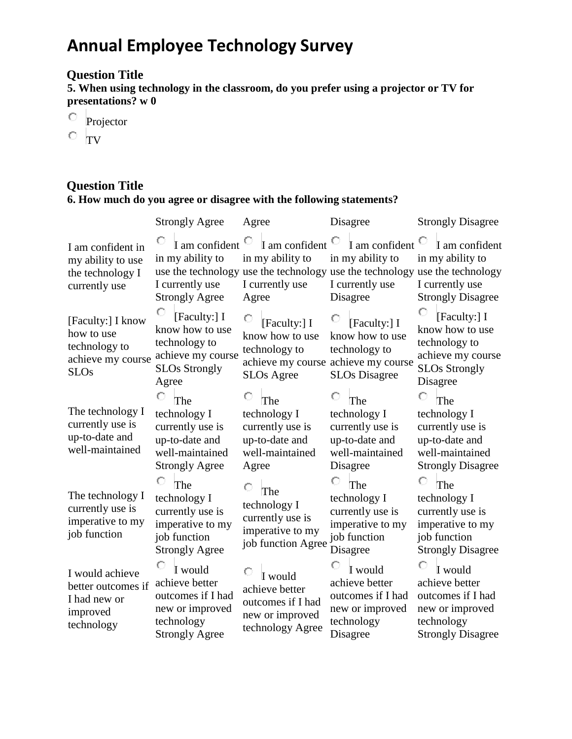# Annual Employee Technology Survey

## Question Title

**5. When using technology in the classroom, do you prefer using a projector or TV for presentations? w 0**

- ○ Projector
- ○ TV

## Question Title

**6. How much do you agree or disagree with the following statements?**

| | Strongly Agree | Agree | Disagree | Strongly Disagree |
|---|---|---|---|---|
| I am confident in my ability to use the technology I currently use | ○ I am confident in my ability to use the technology I currently use Strongly Agree | ○ I am confident in my ability to use the technology I currently use Agree | ○ I am confident in my ability to use the technology I currently use Disagree | ○ I am confident in my ability to use the technology I currently use Strongly Disagree |
| [Faculty:] I know how to use technology to achieve my course SLOs | ○ [Faculty:] I know how to use technology to achieve my course SLOs Strongly Agree | ○ [Faculty:] I know how to use technology to achieve my course SLOs Agree | ○ [Faculty:] I know how to use technology to achieve my course SLOs Disagree | ○ [Faculty:] I know how to use technology to achieve my course SLOs Strongly Disagree |
| The technology I currently use is up-to-date and well-maintained | ○ The technology I currently use is up-to-date and well-maintained Strongly Agree | ○ The technology I currently use is up-to-date and well-maintained Agree | ○ The technology I currently use is up-to-date and well-maintained Disagree | ○ The technology I currently use is up-to-date and well-maintained Strongly Disagree |
| The technology I currently use is imperative to my job function | ○ The technology I currently use is imperative to my job function Strongly Agree | ○ The technology I currently use is imperative to my job function Agree | ○ The technology I currently use is imperative to my job function Disagree | ○ The technology I currently use is imperative to my job function Strongly Disagree |
| I would achieve better outcomes if I had new or improved technology | ○ I would achieve better outcomes if I had new or improved technology Strongly Agree | ○ I would achieve better outcomes if I had new or improved technology Agree | ○ I would achieve better outcomes if I had new or improved technology Disagree | ○ I would achieve better outcomes if I had new or improved technology Strongly Disagree |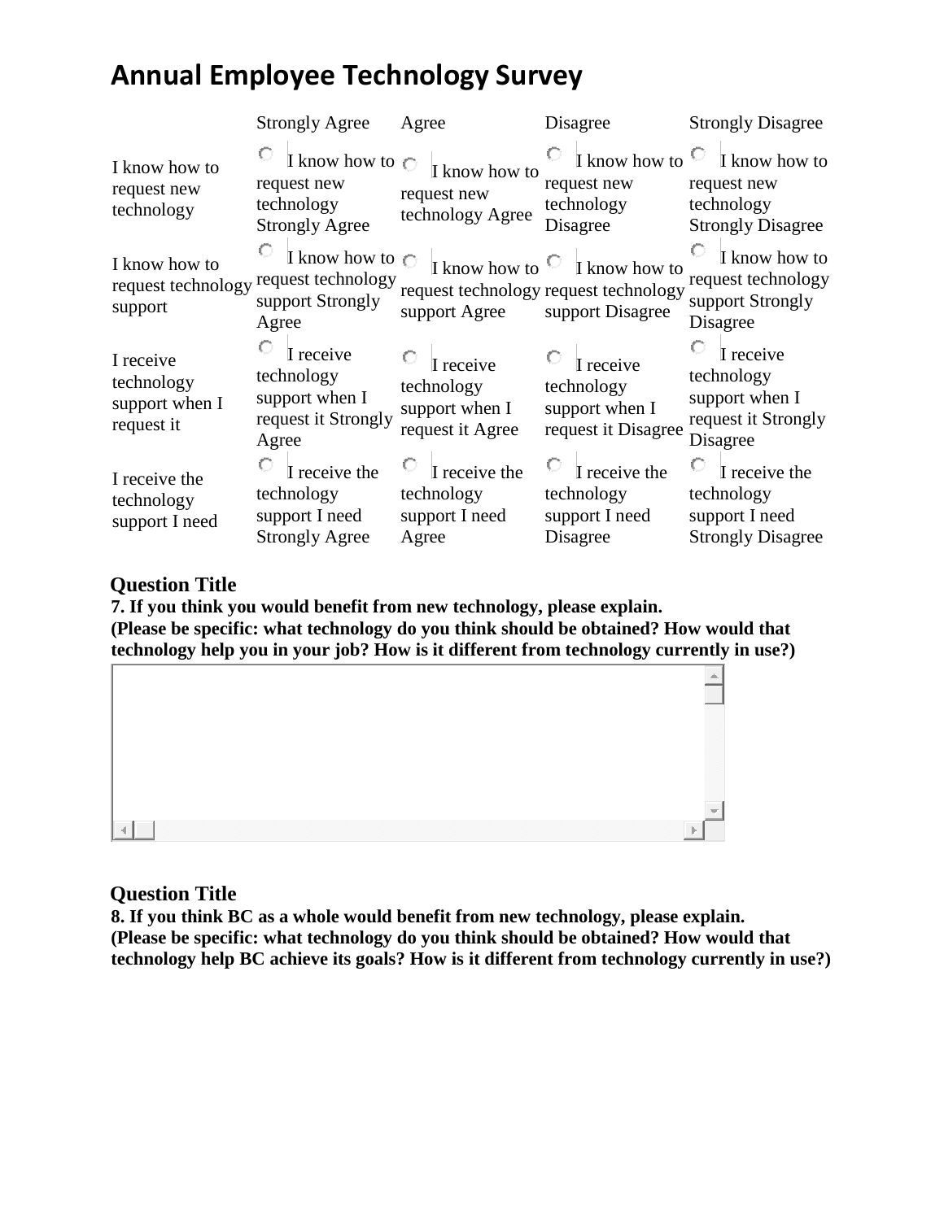# Annual Employee Technology Survey

| | Strongly Agree | Agree | Disagree | Strongly Disagree |
|---|---|---|---|---|
| I know how to request new technology | I know how to request new technology Strongly Agree | I know how to request new technology Agree | I know how to request new technology Disagree | I know how to request new technology Strongly Disagree |
| I know how to request technology support | I know how to request technology support Strongly Agree | I know how to request technology support Agree | I know how to request technology support Disagree | I know how to request technology support Strongly Disagree |
| I receive technology support when I request it | I receive technology support when I request it Strongly Agree | I receive technology support when I request it Agree | I receive technology support when I request it Disagree | I receive technology support when I request it Strongly Disagree |
| I receive the technology support I need | I receive the technology support I need Strongly Agree | I receive the technology support I need Agree | I receive the technology support I need Disagree | I receive the technology support I need Strongly Disagree |

**Question Title**

**7. If you think you would benefit from new technology, please explain.**
**(Please be specific: what technology do you think should be obtained? How would that technology help you in your job? How is it different from technology currently in use?)**

**Question Title**

**8. If you think BC as a whole would benefit from new technology, please explain.**
**(Please be specific: what technology do you think should be obtained? How would that technology help BC achieve its goals? How is it different from technology currently in use?)**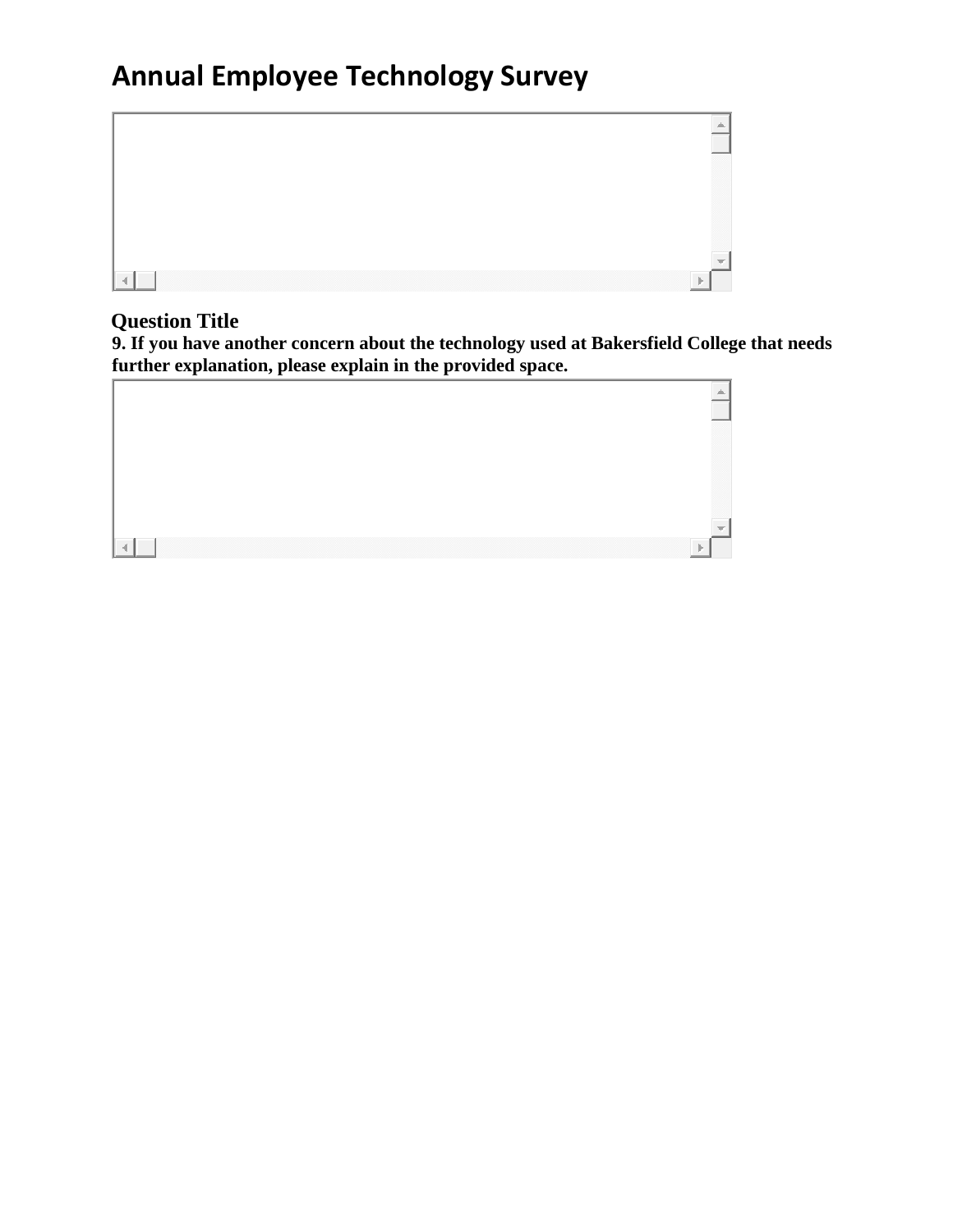# Annual Employee Technology Survey

**Question Title**

**9. If you have another concern about the technology used at Bakersfield College that needs further explanation, please explain in the provided space.**